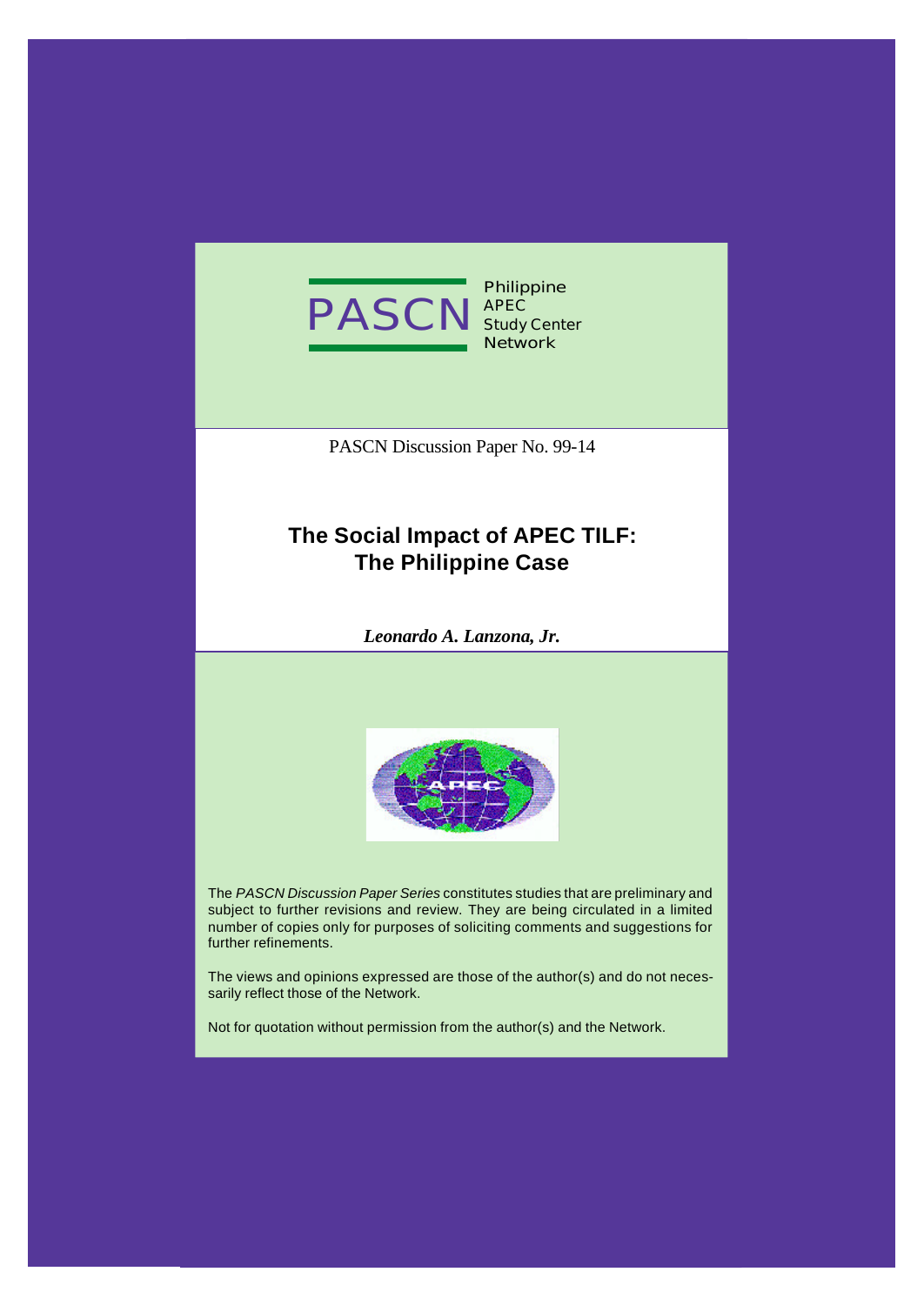PASCN Philippine APEC Study Center Network

PASCN Discussion Paper No. 99-14

# The Social Impact of APEC TILF: The Philippine Case

***Leonardo A. Lanzona, Jr.***

The *PASCN Discussion Paper Series* constitutes studies that are preliminary and subject to further revisions and review. They are being circulated in a limited number of copies only for purposes of soliciting comments and suggestions for further refinements.

The views and opinions expressed are those of the author(s) and do not necessarily reflect those of the Network.

Not for quotation without permission from the author(s) and the Network.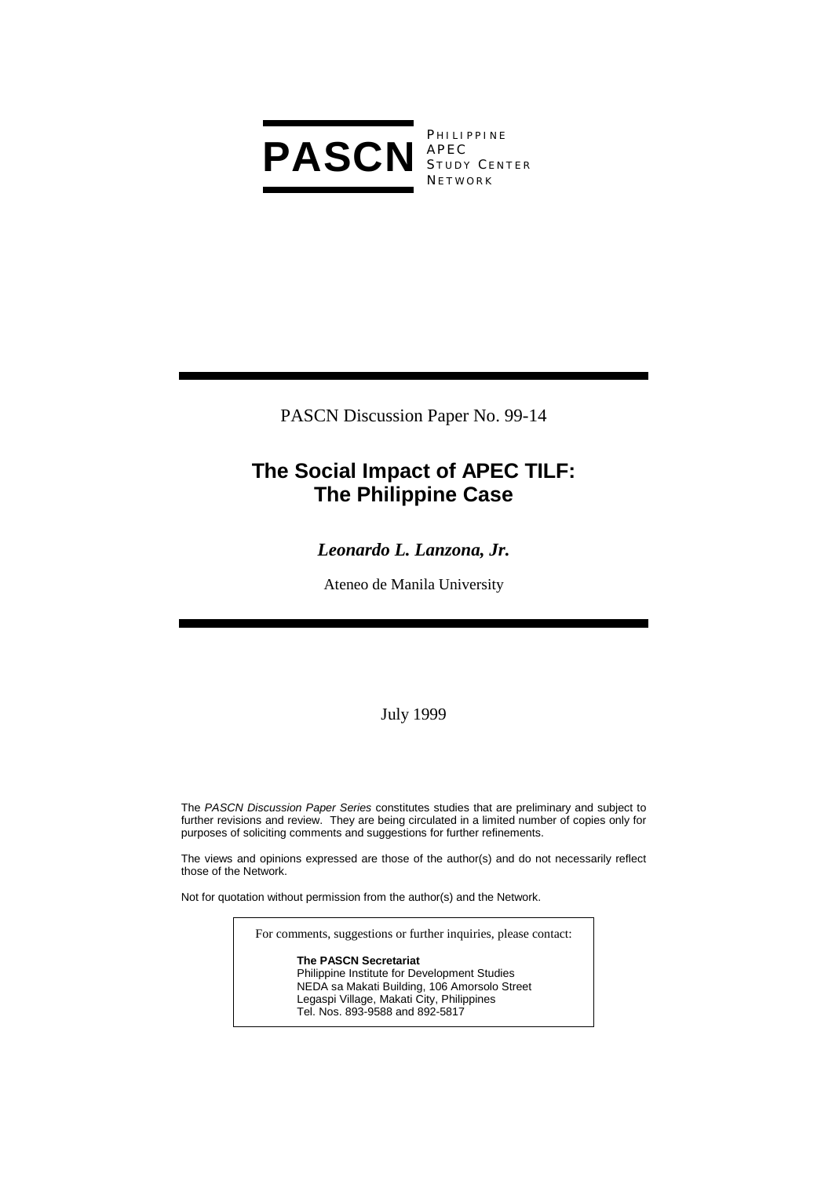**PASCN** PHILIPPINE APEC STUDY CENTER NETWORK

PASCN Discussion Paper No. 99-14

# The Social Impact of APEC TILF: The Philippine Case

***Leonardo L. Lanzona, Jr.***

Ateneo de Manila University

July 1999

The *PASCN Discussion Paper Series* constitutes studies that are preliminary and subject to further revisions and review. They are being circulated in a limited number of copies only for purposes of soliciting comments and suggestions for further refinements.

The views and opinions expressed are those of the author(s) and do not necessarily reflect those of the Network.

Not for quotation without permission from the author(s) and the Network.

For comments, suggestions or further inquiries, please contact:

**The PASCN Secretariat**
Philippine Institute for Development Studies
NEDA sa Makati Building, 106 Amorsolo Street
Legaspi Village, Makati City, Philippines
Tel. Nos. 893-9588 and 892-5817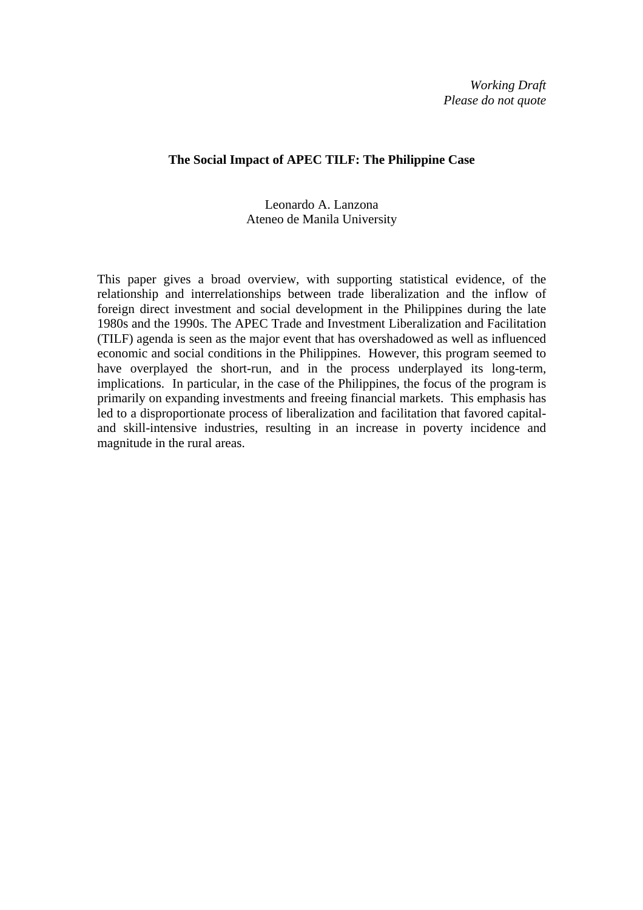*Working Draft*
*Please do not quote*

**The Social Impact of APEC TILF: The Philippine Case**

Leonardo A. Lanzona
Ateneo de Manila University

This paper gives a broad overview, with supporting statistical evidence, of the relationship and interrelationships between trade liberalization and the inflow of foreign direct investment and social development in the Philippines during the late 1980s and the 1990s. The APEC Trade and Investment Liberalization and Facilitation (TILF) agenda is seen as the major event that has overshadowed as well as influenced economic and social conditions in the Philippines. However, this program seemed to have overplayed the short-run, and in the process underplayed its long-term, implications. In particular, in the case of the Philippines, the focus of the program is primarily on expanding investments and freeing financial markets. This emphasis has led to a disproportionate process of liberalization and facilitation that favored capital- and skill-intensive industries, resulting in an increase in poverty incidence and magnitude in the rural areas.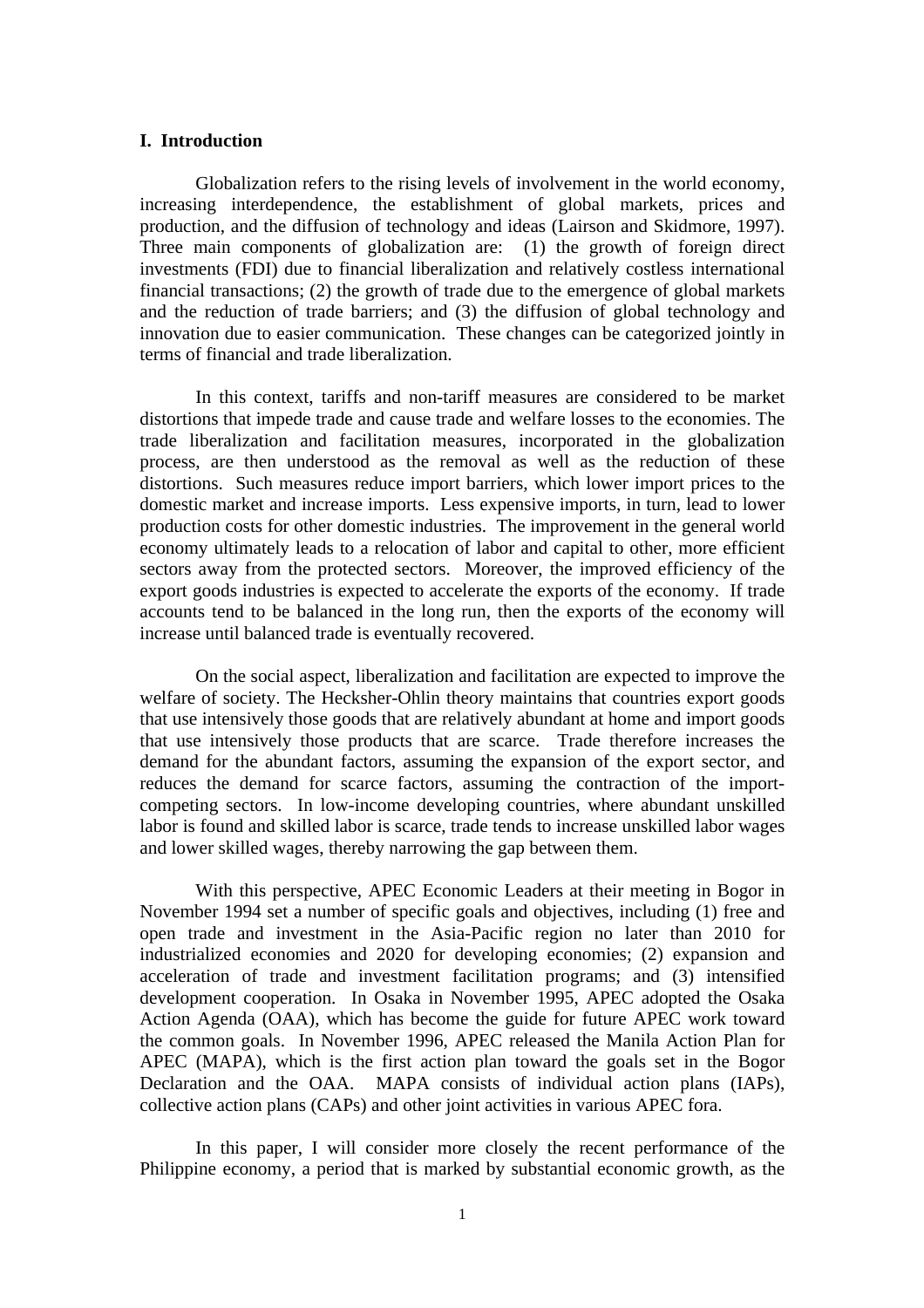## I. Introduction

Globalization refers to the rising levels of involvement in the world economy, increasing interdependence, the establishment of global markets, prices and production, and the diffusion of technology and ideas (Lairson and Skidmore, 1997). Three main components of globalization are: (1) the growth of foreign direct investments (FDI) due to financial liberalization and relatively costless international financial transactions; (2) the growth of trade due to the emergence of global markets and the reduction of trade barriers; and (3) the diffusion of global technology and innovation due to easier communication. These changes can be categorized jointly in terms of financial and trade liberalization.

In this context, tariffs and non-tariff measures are considered to be market distortions that impede trade and cause trade and welfare losses to the economies. The trade liberalization and facilitation measures, incorporated in the globalization process, are then understood as the removal as well as the reduction of these distortions. Such measures reduce import barriers, which lower import prices to the domestic market and increase imports. Less expensive imports, in turn, lead to lower production costs for other domestic industries. The improvement in the general world economy ultimately leads to a relocation of labor and capital to other, more efficient sectors away from the protected sectors. Moreover, the improved efficiency of the export goods industries is expected to accelerate the exports of the economy. If trade accounts tend to be balanced in the long run, then the exports of the economy will increase until balanced trade is eventually recovered.

On the social aspect, liberalization and facilitation are expected to improve the welfare of society. The Hecksher-Ohlin theory maintains that countries export goods that use intensively those goods that are relatively abundant at home and import goods that use intensively those products that are scarce. Trade therefore increases the demand for the abundant factors, assuming the expansion of the export sector, and reduces the demand for scarce factors, assuming the contraction of the import-competing sectors. In low-income developing countries, where abundant unskilled labor is found and skilled labor is scarce, trade tends to increase unskilled labor wages and lower skilled wages, thereby narrowing the gap between them.

With this perspective, APEC Economic Leaders at their meeting in Bogor in November 1994 set a number of specific goals and objectives, including (1) free and open trade and investment in the Asia-Pacific region no later than 2010 for industrialized economies and 2020 for developing economies; (2) expansion and acceleration of trade and investment facilitation programs; and (3) intensified development cooperation. In Osaka in November 1995, APEC adopted the Osaka Action Agenda (OAA), which has become the guide for future APEC work toward the common goals. In November 1996, APEC released the Manila Action Plan for APEC (MAPA), which is the first action plan toward the goals set in the Bogor Declaration and the OAA. MAPA consists of individual action plans (IAPs), collective action plans (CAPs) and other joint activities in various APEC fora.

In this paper, I will consider more closely the recent performance of the Philippine economy, a period that is marked by substantial economic growth, as the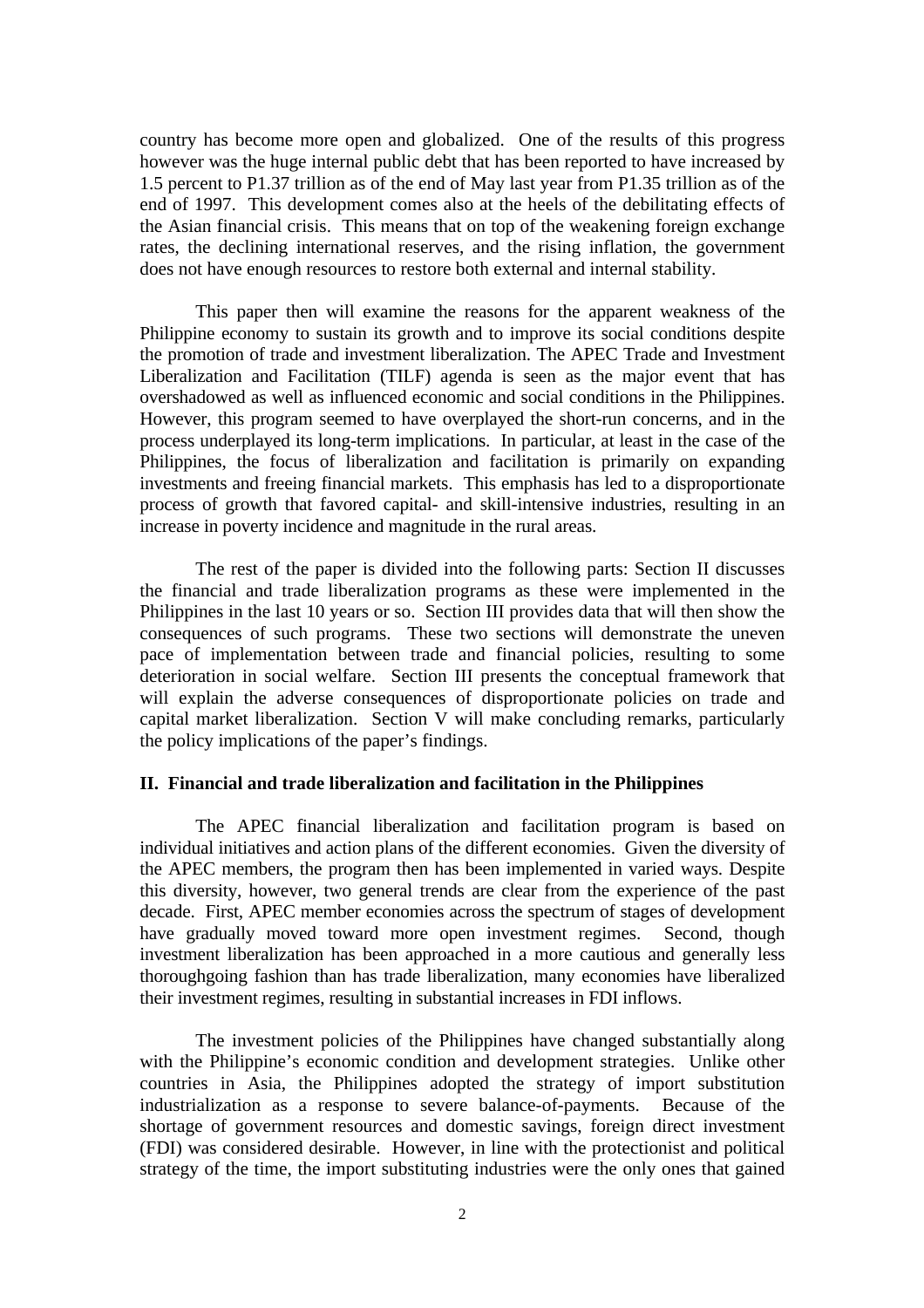country has become more open and globalized. One of the results of this progress however was the huge internal public debt that has been reported to have increased by 1.5 percent to P1.37 trillion as of the end of May last year from P1.35 trillion as of the end of 1997. This development comes also at the heels of the debilitating effects of the Asian financial crisis. This means that on top of the weakening foreign exchange rates, the declining international reserves, and the rising inflation, the government does not have enough resources to restore both external and internal stability.

This paper then will examine the reasons for the apparent weakness of the Philippine economy to sustain its growth and to improve its social conditions despite the promotion of trade and investment liberalization. The APEC Trade and Investment Liberalization and Facilitation (TILF) agenda is seen as the major event that has overshadowed as well as influenced economic and social conditions in the Philippines. However, this program seemed to have overplayed the short-run concerns, and in the process underplayed its long-term implications. In particular, at least in the case of the Philippines, the focus of liberalization and facilitation is primarily on expanding investments and freeing financial markets. This emphasis has led to a disproportionate process of growth that favored capital- and skill-intensive industries, resulting in an increase in poverty incidence and magnitude in the rural areas.

The rest of the paper is divided into the following parts: Section II discusses the financial and trade liberalization programs as these were implemented in the Philippines in the last 10 years or so. Section III provides data that will then show the consequences of such programs. These two sections will demonstrate the uneven pace of implementation between trade and financial policies, resulting to some deterioration in social welfare. Section III presents the conceptual framework that will explain the adverse consequences of disproportionate policies on trade and capital market liberalization. Section V will make concluding remarks, particularly the policy implications of the paper's findings.

## II. Financial and trade liberalization and facilitation in the Philippines

The APEC financial liberalization and facilitation program is based on individual initiatives and action plans of the different economies. Given the diversity of the APEC members, the program then has been implemented in varied ways. Despite this diversity, however, two general trends are clear from the experience of the past decade. First, APEC member economies across the spectrum of stages of development have gradually moved toward more open investment regimes. Second, though investment liberalization has been approached in a more cautious and generally less thoroughgoing fashion than has trade liberalization, many economies have liberalized their investment regimes, resulting in substantial increases in FDI inflows.

The investment policies of the Philippines have changed substantially along with the Philippine's economic condition and development strategies. Unlike other countries in Asia, the Philippines adopted the strategy of import substitution industrialization as a response to severe balance-of-payments. Because of the shortage of government resources and domestic savings, foreign direct investment (FDI) was considered desirable. However, in line with the protectionist and political strategy of the time, the import substituting industries were the only ones that gained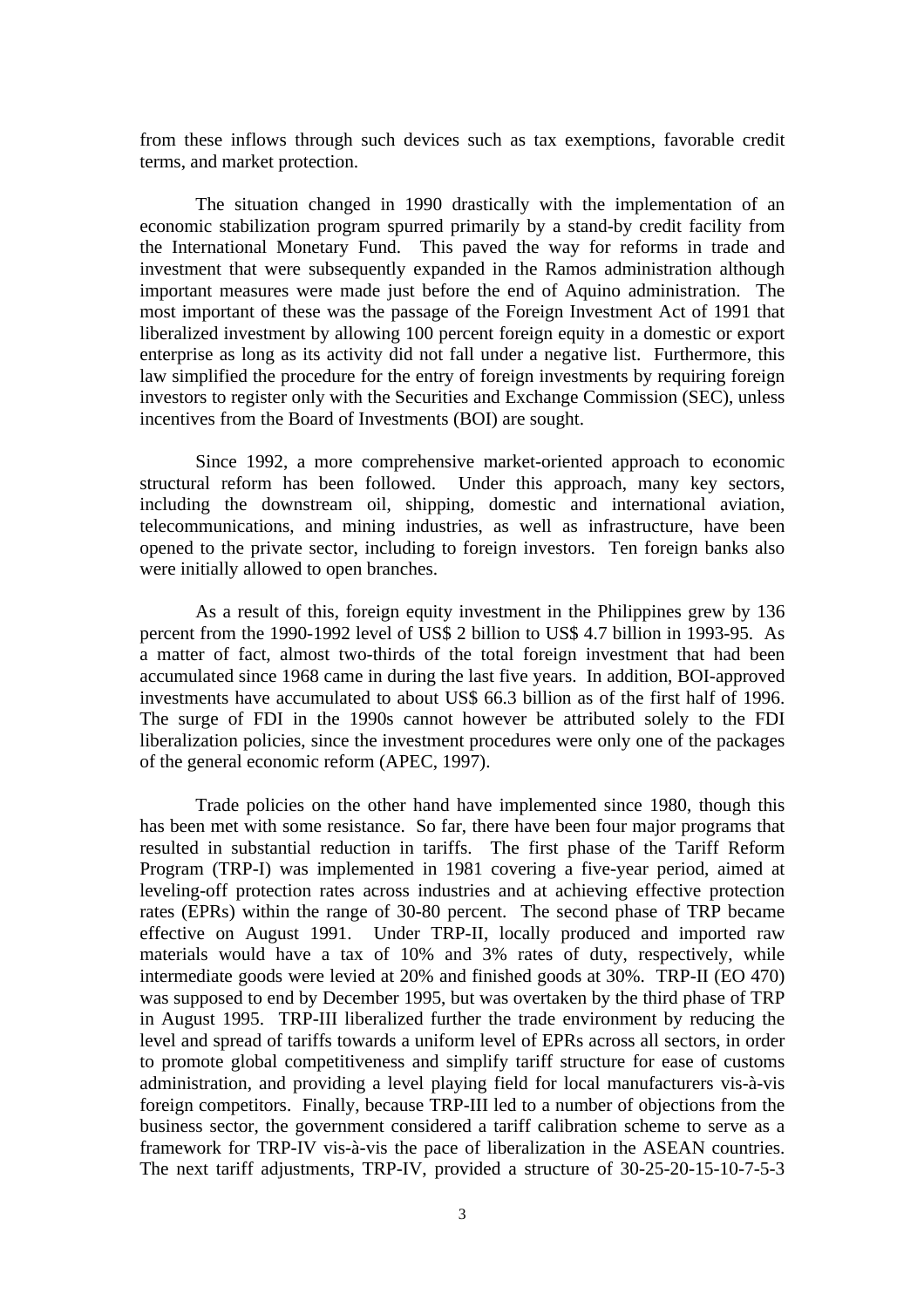from these inflows through such devices such as tax exemptions, favorable credit terms, and market protection.

The situation changed in 1990 drastically with the implementation of an economic stabilization program spurred primarily by a stand-by credit facility from the International Monetary Fund. This paved the way for reforms in trade and investment that were subsequently expanded in the Ramos administration although important measures were made just before the end of Aquino administration. The most important of these was the passage of the Foreign Investment Act of 1991 that liberalized investment by allowing 100 percent foreign equity in a domestic or export enterprise as long as its activity did not fall under a negative list. Furthermore, this law simplified the procedure for the entry of foreign investments by requiring foreign investors to register only with the Securities and Exchange Commission (SEC), unless incentives from the Board of Investments (BOI) are sought.

Since 1992, a more comprehensive market-oriented approach to economic structural reform has been followed. Under this approach, many key sectors, including the downstream oil, shipping, domestic and international aviation, telecommunications, and mining industries, as well as infrastructure, have been opened to the private sector, including to foreign investors. Ten foreign banks also were initially allowed to open branches.

As a result of this, foreign equity investment in the Philippines grew by 136 percent from the 1990-1992 level of US$ 2 billion to US$ 4.7 billion in 1993-95. As a matter of fact, almost two-thirds of the total foreign investment that had been accumulated since 1968 came in during the last five years. In addition, BOI-approved investments have accumulated to about US$ 66.3 billion as of the first half of 1996. The surge of FDI in the 1990s cannot however be attributed solely to the FDI liberalization policies, since the investment procedures were only one of the packages of the general economic reform (APEC, 1997).

Trade policies on the other hand have implemented since 1980, though this has been met with some resistance. So far, there have been four major programs that resulted in substantial reduction in tariffs. The first phase of the Tariff Reform Program (TRP-I) was implemented in 1981 covering a five-year period, aimed at leveling-off protection rates across industries and at achieving effective protection rates (EPRs) within the range of 30-80 percent. The second phase of TRP became effective on August 1991. Under TRP-II, locally produced and imported raw materials would have a tax of 10% and 3% rates of duty, respectively, while intermediate goods were levied at 20% and finished goods at 30%. TRP-II (EO 470) was supposed to end by December 1995, but was overtaken by the third phase of TRP in August 1995. TRP-III liberalized further the trade environment by reducing the level and spread of tariffs towards a uniform level of EPRs across all sectors, in order to promote global competitiveness and simplify tariff structure for ease of customs administration, and providing a level playing field for local manufacturers vis-à-vis foreign competitors. Finally, because TRP-III led to a number of objections from the business sector, the government considered a tariff calibration scheme to serve as a framework for TRP-IV vis-à-vis the pace of liberalization in the ASEAN countries. The next tariff adjustments, TRP-IV, provided a structure of 30-25-20-15-10-7-5-3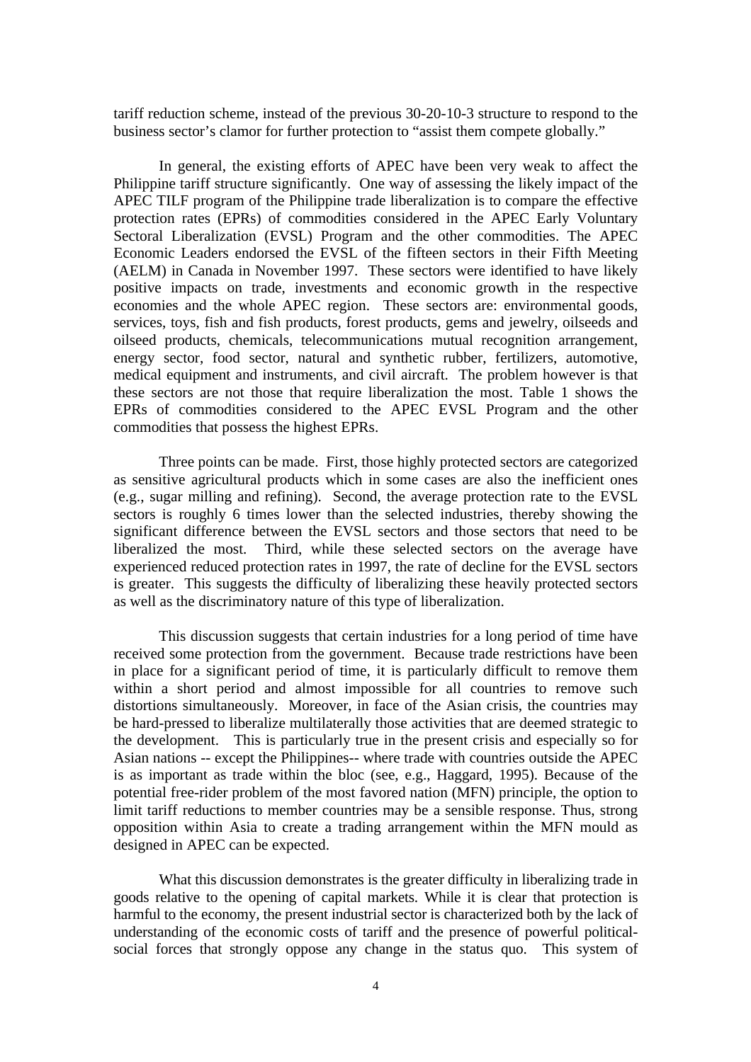tariff reduction scheme, instead of the previous 30-20-10-3 structure to respond to the business sector's clamor for further protection to "assist them compete globally."

In general, the existing efforts of APEC have been very weak to affect the Philippine tariff structure significantly. One way of assessing the likely impact of the APEC TILF program of the Philippine trade liberalization is to compare the effective protection rates (EPRs) of commodities considered in the APEC Early Voluntary Sectoral Liberalization (EVSL) Program and the other commodities. The APEC Economic Leaders endorsed the EVSL of the fifteen sectors in their Fifth Meeting (AELM) in Canada in November 1997. These sectors were identified to have likely positive impacts on trade, investments and economic growth in the respective economies and the whole APEC region. These sectors are: environmental goods, services, toys, fish and fish products, forest products, gems and jewelry, oilseeds and oilseed products, chemicals, telecommunications mutual recognition arrangement, energy sector, food sector, natural and synthetic rubber, fertilizers, automotive, medical equipment and instruments, and civil aircraft. The problem however is that these sectors are not those that require liberalization the most. Table 1 shows the EPRs of commodities considered to the APEC EVSL Program and the other commodities that possess the highest EPRs.

Three points can be made. First, those highly protected sectors are categorized as sensitive agricultural products which in some cases are also the inefficient ones (e.g., sugar milling and refining). Second, the average protection rate to the EVSL sectors is roughly 6 times lower than the selected industries, thereby showing the significant difference between the EVSL sectors and those sectors that need to be liberalized the most. Third, while these selected sectors on the average have experienced reduced protection rates in 1997, the rate of decline for the EVSL sectors is greater. This suggests the difficulty of liberalizing these heavily protected sectors as well as the discriminatory nature of this type of liberalization.

This discussion suggests that certain industries for a long period of time have received some protection from the government. Because trade restrictions have been in place for a significant period of time, it is particularly difficult to remove them within a short period and almost impossible for all countries to remove such distortions simultaneously. Moreover, in face of the Asian crisis, the countries may be hard-pressed to liberalize multilaterally those activities that are deemed strategic to the development. This is particularly true in the present crisis and especially so for Asian nations -- except the Philippines-- where trade with countries outside the APEC is as important as trade within the bloc (see, e.g., Haggard, 1995). Because of the potential free-rider problem of the most favored nation (MFN) principle, the option to limit tariff reductions to member countries may be a sensible response. Thus, strong opposition within Asia to create a trading arrangement within the MFN mould as designed in APEC can be expected.

What this discussion demonstrates is the greater difficulty in liberalizing trade in goods relative to the opening of capital markets. While it is clear that protection is harmful to the economy, the present industrial sector is characterized both by the lack of understanding of the economic costs of tariff and the presence of powerful political-social forces that strongly oppose any change in the status quo. This system of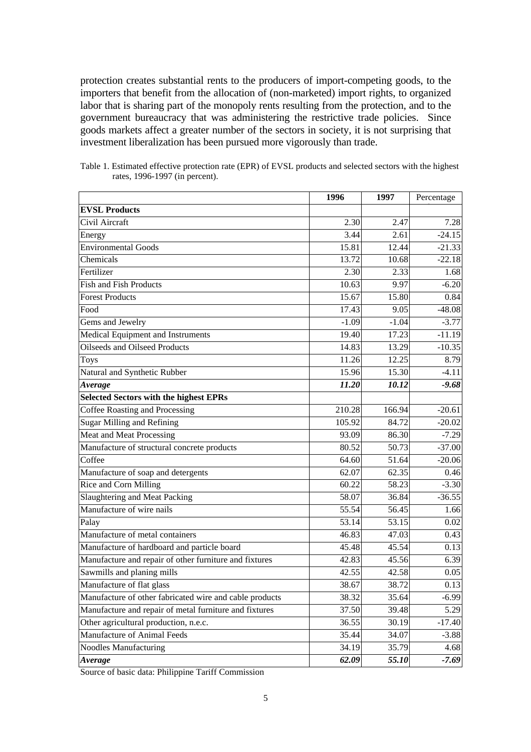protection creates substantial rents to the producers of import-competing goods, to the importers that benefit from the allocation of (non-marketed) import rights, to organized labor that is sharing part of the monopoly rents resulting from the protection, and to the government bureaucracy that was administering the restrictive trade policies. Since goods markets affect a greater number of the sectors in society, it is not surprising that investment liberalization has been pursued more vigorously than trade.

Table 1. Estimated effective protection rate (EPR) of EVSL products and selected sectors with the highest rates, 1996-1997 (in percent).

| | 1996 | 1997 | Percentage |
|---|---|---|---|
| **EVSL Products** | | | |
| Civil Aircraft | 2.30 | 2.47 | 7.28 |
| Energy | 3.44 | 2.61 | -24.15 |
| Environmental Goods | 15.81 | 12.44 | -21.33 |
| Chemicals | 13.72 | 10.68 | -22.18 |
| Fertilizer | 2.30 | 2.33 | 1.68 |
| Fish and Fish Products | 10.63 | 9.97 | -6.20 |
| Forest Products | 15.67 | 15.80 | 0.84 |
| Food | 17.43 | 9.05 | -48.08 |
| Gems and Jewelry | -1.09 | -1.04 | -3.77 |
| Medical Equipment and Instruments | 19.40 | 17.23 | -11.19 |
| Oilseeds and Oilseed Products | 14.83 | 13.29 | -10.35 |
| Toys | 11.26 | 12.25 | 8.79 |
| Natural and Synthetic Rubber | 15.96 | 15.30 | -4.11 |
| ***Average*** | ***11.20*** | ***10.12*** | ***-9.68*** |
| **Selected Sectors with the highest EPRs** | | | |
| Coffee Roasting and Processing | 210.28 | 166.94 | -20.61 |
| Sugar Milling and Refining | 105.92 | 84.72 | -20.02 |
| Meat and Meat Processing | 93.09 | 86.30 | -7.29 |
| Manufacture of structural concrete products | 80.52 | 50.73 | -37.00 |
| Coffee | 64.60 | 51.64 | -20.06 |
| Manufacture of soap and detergents | 62.07 | 62.35 | 0.46 |
| Rice and Corn Milling | 60.22 | 58.23 | -3.30 |
| Slaughtering and Meat Packing | 58.07 | 36.84 | -36.55 |
| Manufacture of wire nails | 55.54 | 56.45 | 1.66 |
| Palay | 53.14 | 53.15 | 0.02 |
| Manufacture of metal containers | 46.83 | 47.03 | 0.43 |
| Manufacture of hardboard and particle board | 45.48 | 45.54 | 0.13 |
| Manufacture and repair of other furniture and fixtures | 42.83 | 45.56 | 6.39 |
| Sawmills and planing mills | 42.55 | 42.58 | 0.05 |
| Manufacture of flat glass | 38.67 | 38.72 | 0.13 |
| Manufacture of other fabricated wire and cable products | 38.32 | 35.64 | -6.99 |
| Manufacture and repair of metal furniture and fixtures | 37.50 | 39.48 | 5.29 |
| Other agricultural production, n.e.c. | 36.55 | 30.19 | -17.40 |
| Manufacture of Animal Feeds | 35.44 | 34.07 | -3.88 |
| Noodles Manufacturing | 34.19 | 35.79 | 4.68 |
| ***Average*** | ***62.09*** | ***55.10*** | ***-7.69*** |

Source of basic data: Philippine Tariff Commission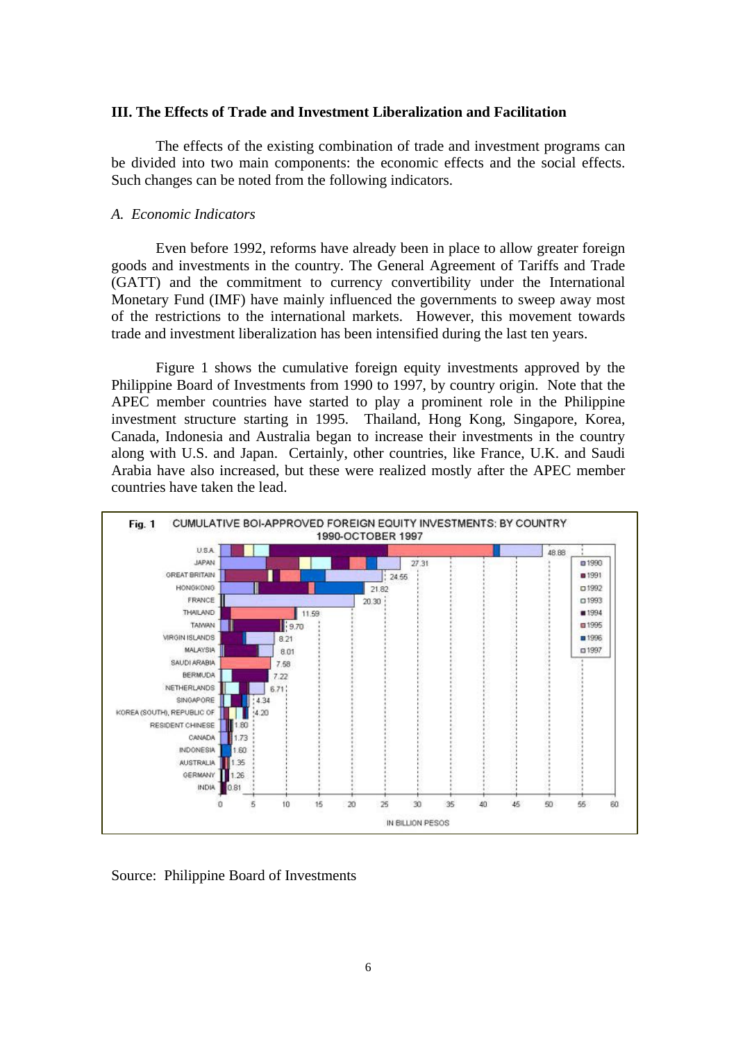### III. The Effects of Trade and Investment Liberalization and Facilitation

The effects of the existing combination of trade and investment programs can be divided into two main components: the economic effects and the social effects. Such changes can be noted from the following indicators.

*A. Economic Indicators*

Even before 1992, reforms have already been in place to allow greater foreign goods and investments in the country. The General Agreement of Tariffs and Trade (GATT) and the commitment to currency convertibility under the International Monetary Fund (IMF) have mainly influenced the governments to sweep away most of the restrictions to the international markets. However, this movement towards trade and investment liberalization has been intensified during the last ten years.

Figure 1 shows the cumulative foreign equity investments approved by the Philippine Board of Investments from 1990 to 1997, by country origin. Note that the APEC member countries have started to play a prominent role in the Philippine investment structure starting in 1995. Thailand, Hong Kong, Singapore, Korea, Canada, Indonesia and Australia began to increase their investments in the country along with U.S. and Japan. Certainly, other countries, like France, U.K. and Saudi Arabia have also increased, but these were realized mostly after the APEC member countries have taken the lead.

Fig. 1 CUMULATIVE BOI-APPROVED FOREIGN EQUITY INVESTMENTS: BY COUNTRY 1990-OCTOBER 1997

U.S.A. 48.88
JAPAN 27.31
GREAT BRITAIN 24.55
HONGKONG 21.82
FRANCE 20.30
THAILAND 11.59
TAIWAN 9.70
VIRGIN ISLANDS 8.21
MALAYSIA 8.01
SAUDI ARABIA 7.58
BERMUDA 7.22
NETHERLANDS 6.71
SINGAPORE 4.34
KOREA (SOUTH), REPUBLIC OF 4.20
RESIDENT CHINESE 1.80
CANADA 1.73
INDONESIA 1.60
AUSTRALIA 1.35
GERMANY 1.26
INDIA 0.81

1990, 1991, 1992, 1993, 1994, 1995, 1996, 1997

0 5 10 15 20 25 30 35 40 45 50 55 60

IN BILLION PESOS

Source: Philippine Board of Investments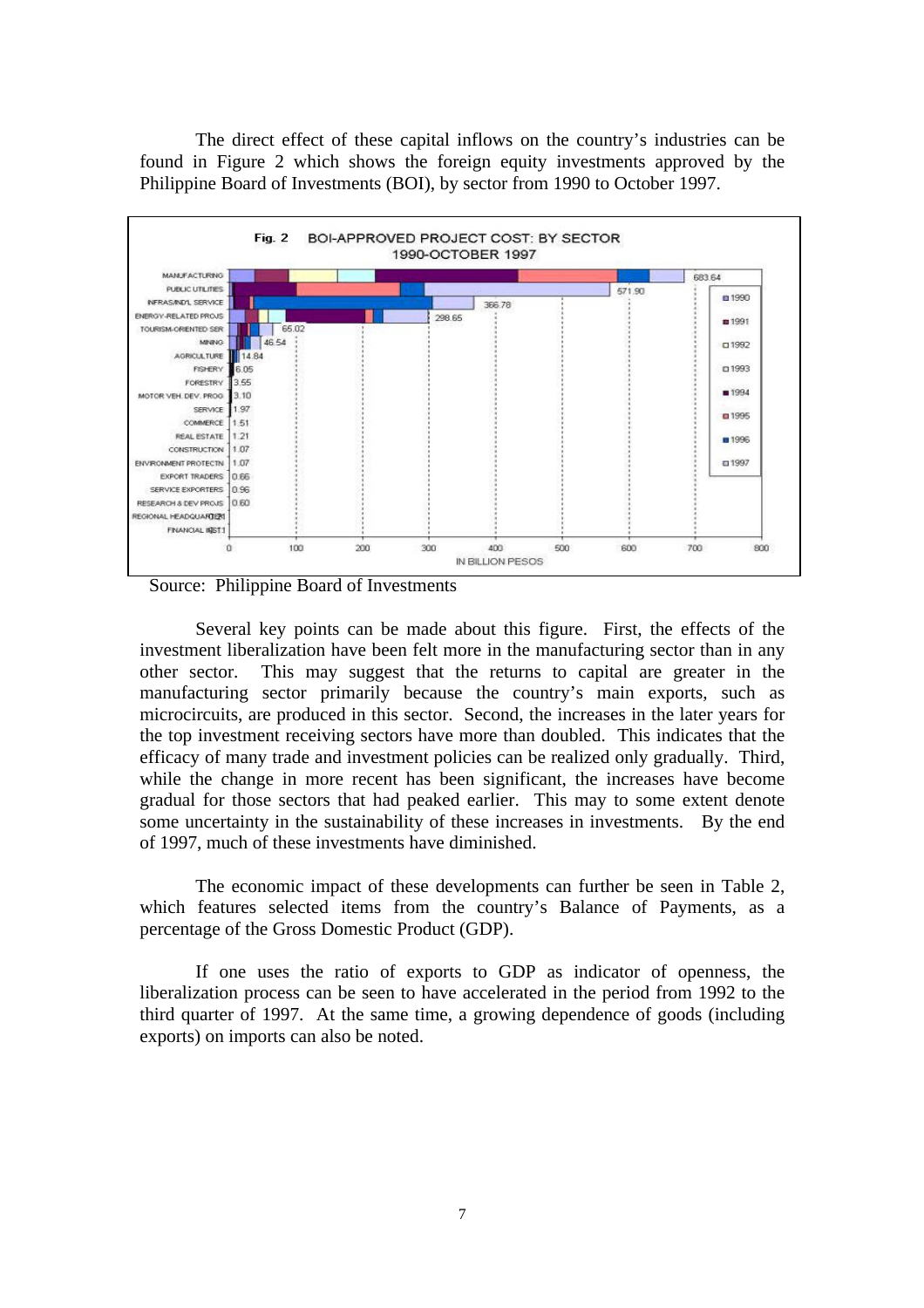The direct effect of these capital inflows on the country's industries can be found in Figure 2 which shows the foreign equity investments approved by the Philippine Board of Investments (BOI), by sector from 1990 to October 1997.

Fig. 2 BOI-APPROVED PROJECT COST: BY SECTOR
1990-OCTOBER 1997

MANUFACTURING 683.64
PUBLIC UTILITIES 571.90
INFRAS/INDL SERVICE 366.78
ENERGY-RELATED PROJS 298.65
TOURISM-ORIENTED SER 65.02
MINING 46.54
AGRICULTURE 14.84
FISHERY 6.05
FORESTRY 3.55
MOTOR VEH. DEV. PROG 3.10
SERVICE 1.97
COMMERCE 1.51
REAL ESTATE 1.21
CONSTRUCTION 1.07
ENVIRONMENT PROTECTN 1.07
EXPORT TRADERS 0.66
SERVICE EXPORTERS 0.96
RESEARCH & DEV PROJS 0.60
REGIONAL HEADQUARTERS 0.21
FINANCIAL INST 0.11

1990, 1991, 1992, 1993, 1994, 1995, 1996, 1997

0 100 200 300 400 500 600 700 800
IN BILLION PESOS

Source: Philippine Board of Investments

Several key points can be made about this figure. First, the effects of the investment liberalization have been felt more in the manufacturing sector than in any other sector. This may suggest that the returns to capital are greater in the manufacturing sector primarily because the country's main exports, such as microcircuits, are produced in this sector. Second, the increases in the later years for the top investment receiving sectors have more than doubled. This indicates that the efficacy of many trade and investment policies can be realized only gradually. Third, while the change in more recent has been significant, the increases have become gradual for those sectors that had peaked earlier. This may to some extent denote some uncertainty in the sustainability of these increases in investments. By the end of 1997, much of these investments have diminished.

The economic impact of these developments can further be seen in Table 2, which features selected items from the country's Balance of Payments, as a percentage of the Gross Domestic Product (GDP).

If one uses the ratio of exports to GDP as indicator of openness, the liberalization process can be seen to have accelerated in the period from 1992 to the third quarter of 1997. At the same time, a growing dependence of goods (including exports) on imports can also be noted.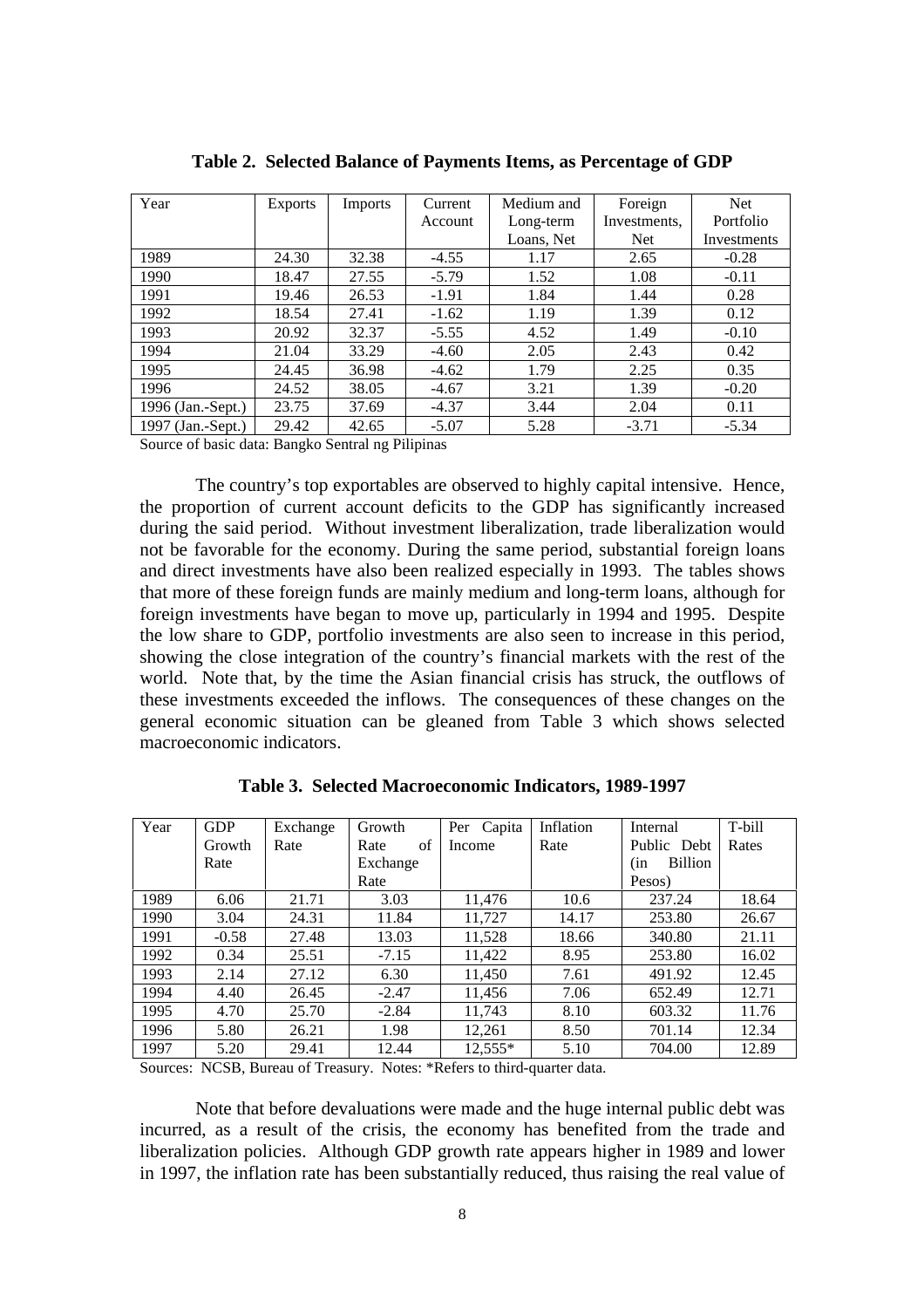**Table 2. Selected Balance of Payments Items, as Percentage of GDP**

| Year | Exports | Imports | Current Account | Medium and Long-term Loans, Net | Foreign Investments, Net | Net Portfolio Investments |
|---|---|---|---|---|---|---|
| 1989 | 24.30 | 32.38 | -4.55 | 1.17 | 2.65 | -0.28 |
| 1990 | 18.47 | 27.55 | -5.79 | 1.52 | 1.08 | -0.11 |
| 1991 | 19.46 | 26.53 | -1.91 | 1.84 | 1.44 | 0.28 |
| 1992 | 18.54 | 27.41 | -1.62 | 1.19 | 1.39 | 0.12 |
| 1993 | 20.92 | 32.37 | -5.55 | 4.52 | 1.49 | -0.10 |
| 1994 | 21.04 | 33.29 | -4.60 | 2.05 | 2.43 | 0.42 |
| 1995 | 24.45 | 36.98 | -4.62 | 1.79 | 2.25 | 0.35 |
| 1996 | 24.52 | 38.05 | -4.67 | 3.21 | 1.39 | -0.20 |
| 1996 (Jan.-Sept.) | 23.75 | 37.69 | -4.37 | 3.44 | 2.04 | 0.11 |
| 1997 (Jan.-Sept.) | 29.42 | 42.65 | -5.07 | 5.28 | -3.71 | -5.34 |

Source of basic data: Bangko Sentral ng Pilipinas

The country's top exportables are observed to highly capital intensive. Hence, the proportion of current account deficits to the GDP has significantly increased during the said period. Without investment liberalization, trade liberalization would not be favorable for the economy. During the same period, substantial foreign loans and direct investments have also been realized especially in 1993. The tables shows that more of these foreign funds are mainly medium and long-term loans, although for foreign investments have began to move up, particularly in 1994 and 1995. Despite the low share to GDP, portfolio investments are also seen to increase in this period, showing the close integration of the country's financial markets with the rest of the world. Note that, by the time the Asian financial crisis has struck, the outflows of these investments exceeded the inflows. The consequences of these changes on the general economic situation can be gleaned from Table 3 which shows selected macroeconomic indicators.

**Table 3. Selected Macroeconomic Indicators, 1989-1997**

| Year | GDP Growth Rate | Exchange Rate | Growth Rate of Exchange Rate | Per Capita Income | Inflation Rate | Internal Public Debt (in Billion Pesos) | T-bill Rates |
|---|---|---|---|---|---|---|---|
| 1989 | 6.06 | 21.71 | 3.03 | 11,476 | 10.6 | 237.24 | 18.64 |
| 1990 | 3.04 | 24.31 | 11.84 | 11,727 | 14.17 | 253.80 | 26.67 |
| 1991 | -0.58 | 27.48 | 13.03 | 11,528 | 18.66 | 340.80 | 21.11 |
| 1992 | 0.34 | 25.51 | -7.15 | 11,422 | 8.95 | 253.80 | 16.02 |
| 1993 | 2.14 | 27.12 | 6.30 | 11,450 | 7.61 | 491.92 | 12.45 |
| 1994 | 4.40 | 26.45 | -2.47 | 11,456 | 7.06 | 652.49 | 12.71 |
| 1995 | 4.70 | 25.70 | -2.84 | 11,743 | 8.10 | 603.32 | 11.76 |
| 1996 | 5.80 | 26.21 | 1.98 | 12,261 | 8.50 | 701.14 | 12.34 |
| 1997 | 5.20 | 29.41 | 12.44 | 12,555* | 5.10 | 704.00 | 12.89 |

Sources: NCSB, Bureau of Treasury. Notes: *Refers to third-quarter data.

Note that before devaluations were made and the huge internal public debt was incurred, as a result of the crisis, the economy has benefited from the trade and liberalization policies. Although GDP growth rate appears higher in 1989 and lower in 1997, the inflation rate has been substantially reduced, thus raising the real value of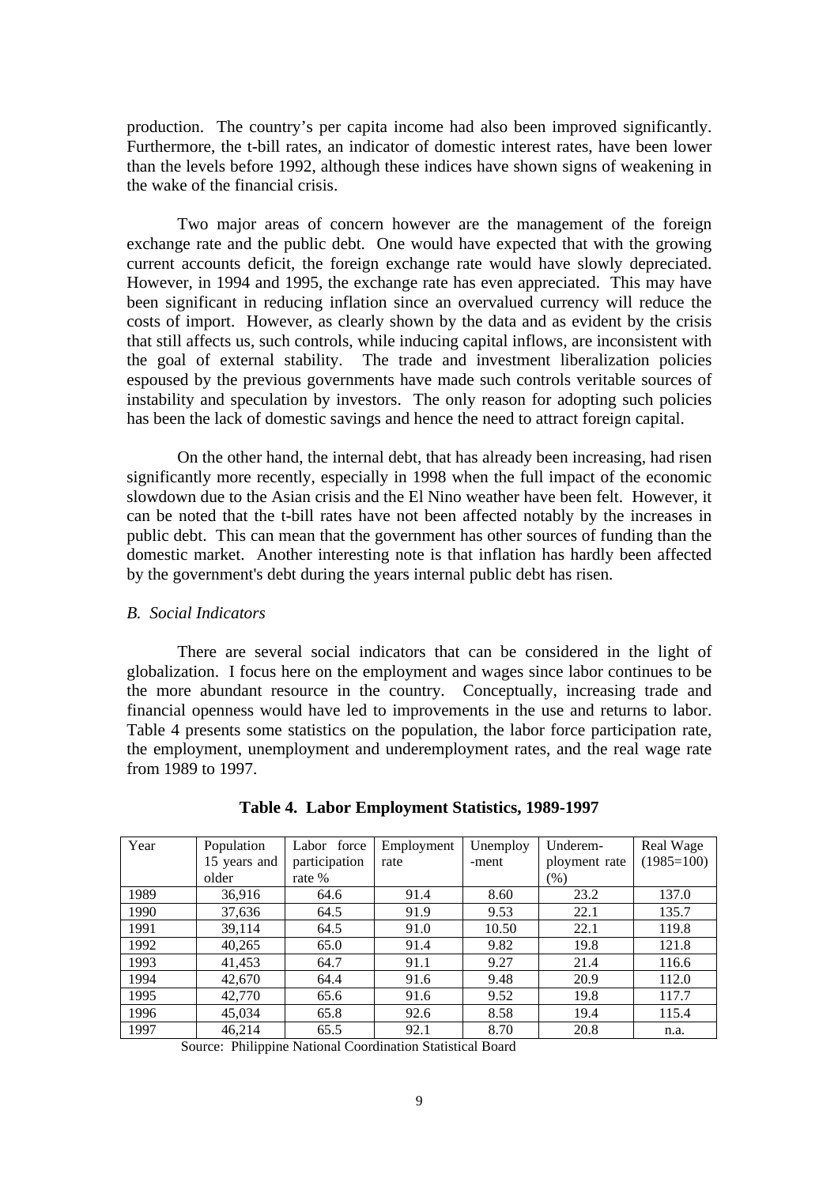production. The country's per capita income had also been improved significantly. Furthermore, the t-bill rates, an indicator of domestic interest rates, have been lower than the levels before 1992, although these indices have shown signs of weakening in the wake of the financial crisis.

Two major areas of concern however are the management of the foreign exchange rate and the public debt. One would have expected that with the growing current accounts deficit, the foreign exchange rate would have slowly depreciated. However, in 1994 and 1995, the exchange rate has even appreciated. This may have been significant in reducing inflation since an overvalued currency will reduce the costs of import. However, as clearly shown by the data and as evident by the crisis that still affects us, such controls, while inducing capital inflows, are inconsistent with the goal of external stability. The trade and investment liberalization policies espoused by the previous governments have made such controls veritable sources of instability and speculation by investors. The only reason for adopting such policies has been the lack of domestic savings and hence the need to attract foreign capital.

On the other hand, the internal debt, that has already been increasing, had risen significantly more recently, especially in 1998 when the full impact of the economic slowdown due to the Asian crisis and the El Nino weather have been felt. However, it can be noted that the t-bill rates have not been affected notably by the increases in public debt. This can mean that the government has other sources of funding than the domestic market. Another interesting note is that inflation has hardly been affected by the government's debt during the years internal public debt has risen.

*B. Social Indicators*

There are several social indicators that can be considered in the light of globalization. I focus here on the employment and wages since labor continues to be the more abundant resource in the country. Conceptually, increasing trade and financial openness would have led to improvements in the use and returns to labor. Table 4 presents some statistics on the population, the labor force participation rate, the employment, unemployment and underemployment rates, and the real wage rate from 1989 to 1997.

**Table 4. Labor Employment Statistics, 1989-1997**

| Year | Population 15 years and older | Labor force participation rate % | Employment rate | Unemploy -ment | Underem- ployment rate (%) | Real Wage (1985=100) |
|---|---|---|---|---|---|---|
| 1989 | 36,916 | 64.6 | 91.4 | 8.60 | 23.2 | 137.0 |
| 1990 | 37,636 | 64.5 | 91.9 | 9.53 | 22.1 | 135.7 |
| 1991 | 39,114 | 64.5 | 91.0 | 10.50 | 22.1 | 119.8 |
| 1992 | 40,265 | 65.0 | 91.4 | 9.82 | 19.8 | 121.8 |
| 1993 | 41,453 | 64.7 | 91.1 | 9.27 | 21.4 | 116.6 |
| 1994 | 42,670 | 64.4 | 91.6 | 9.48 | 20.9 | 112.0 |
| 1995 | 42,770 | 65.6 | 91.6 | 9.52 | 19.8 | 117.7 |
| 1996 | 45,034 | 65.8 | 92.6 | 8.58 | 19.4 | 115.4 |
| 1997 | 46,214 | 65.5 | 92.1 | 8.70 | 20.8 | n.a. |

Source: Philippine National Coordination Statistical Board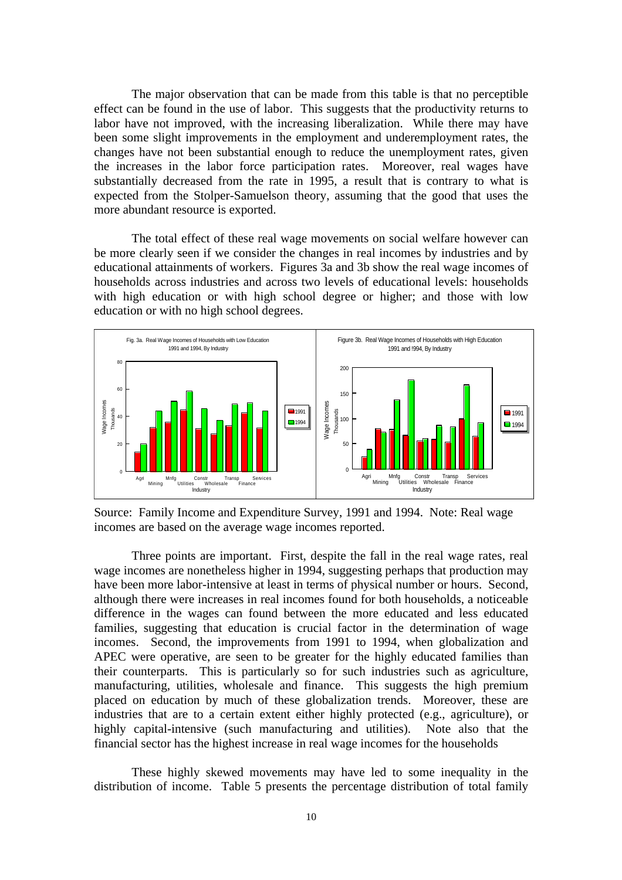The major observation that can be made from this table is that no perceptible effect can be found in the use of labor. This suggests that the productivity returns to labor have not improved, with the increasing liberalization. While there may have been some slight improvements in the employment and underemployment rates, the changes have not been substantial enough to reduce the unemployment rates, given the increases in the labor force participation rates. Moreover, real wages have substantially decreased from the rate in 1995, a result that is contrary to what is expected from the Stolper-Samuelson theory, assuming that the good that uses the more abundant resource is exported.

The total effect of these real wage movements on social welfare however can be more clearly seen if we consider the changes in real incomes by industries and by educational attainments of workers. Figures 3a and 3b show the real wage incomes of households across industries and across two levels of educational levels: households with high education or with high school degree or higher; and those with low education or with no high school degrees.

Fig. 3a. Real Wage Incomes of Households with Low Education
1991 and 1994, By Industry

Wage Incomes
Thousands

0
20
40
60
80

Agri
Mining
Mnfg
Utilities
Constr
Wholesale
Transp
Finance
Services
Industry

1991
1994

Figure 3b. Real Wage Incomes of Households with High Education
1991 and !994, By Industry

Wage Incomes
Thousands

0
50
100
150
200

Agri
Mining
Mnfg
Utilities
Constr
Wholesale
Transp
Finance
Services
Industry

1991
1994

Source: Family Income and Expenditure Survey, 1991 and 1994. Note: Real wage incomes are based on the average wage incomes reported.

Three points are important. First, despite the fall in the real wage rates, real wage incomes are nonetheless higher in 1994, suggesting perhaps that production may have been more labor-intensive at least in terms of physical number or hours. Second, although there were increases in real incomes found for both households, a noticeable difference in the wages can found between the more educated and less educated families, suggesting that education is crucial factor in the determination of wage incomes. Second, the improvements from 1991 to 1994, when globalization and APEC were operative, are seen to be greater for the highly educated families than their counterparts. This is particularly so for such industries such as agriculture, manufacturing, utilities, wholesale and finance. This suggests the high premium placed on education by much of these globalization trends. Moreover, these are industries that are to a certain extent either highly protected (e.g., agriculture), or highly capital-intensive (such manufacturing and utilities). Note also that the financial sector has the highest increase in real wage incomes for the households

These highly skewed movements may have led to some inequality in the distribution of income. Table 5 presents the percentage distribution of total family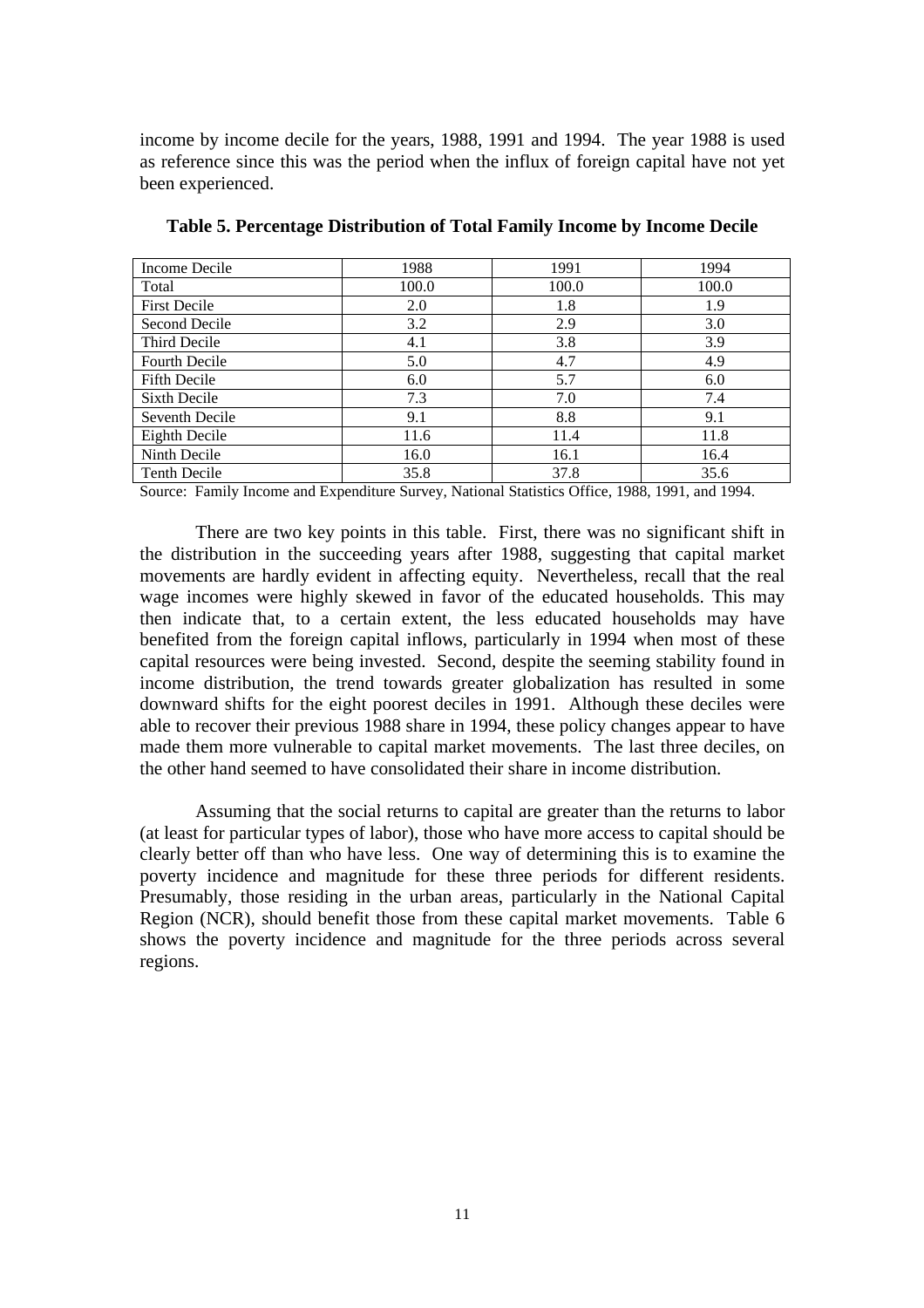income by income decile for the years, 1988, 1991 and 1994. The year 1988 is used as reference since this was the period when the influx of foreign capital have not yet been experienced.

**Table 5. Percentage Distribution of Total Family Income by Income Decile**

| Income Decile | 1988 | 1991 | 1994 |
|---|---|---|---|
| Total | 100.0 | 100.0 | 100.0 |
| First Decile | 2.0 | 1.8 | 1.9 |
| Second Decile | 3.2 | 2.9 | 3.0 |
| Third Decile | 4.1 | 3.8 | 3.9 |
| Fourth Decile | 5.0 | 4.7 | 4.9 |
| Fifth Decile | 6.0 | 5.7 | 6.0 |
| Sixth Decile | 7.3 | 7.0 | 7.4 |
| Seventh Decile | 9.1 | 8.8 | 9.1 |
| Eighth Decile | 11.6 | 11.4 | 11.8 |
| Ninth Decile | 16.0 | 16.1 | 16.4 |
| Tenth Decile | 35.8 | 37.8 | 35.6 |

Source: Family Income and Expenditure Survey, National Statistics Office, 1988, 1991, and 1994.

There are two key points in this table. First, there was no significant shift in the distribution in the succeeding years after 1988, suggesting that capital market movements are hardly evident in affecting equity. Nevertheless, recall that the real wage incomes were highly skewed in favor of the educated households. This may then indicate that, to a certain extent, the less educated households may have benefited from the foreign capital inflows, particularly in 1994 when most of these capital resources were being invested. Second, despite the seeming stability found in income distribution, the trend towards greater globalization has resulted in some downward shifts for the eight poorest deciles in 1991. Although these deciles were able to recover their previous 1988 share in 1994, these policy changes appear to have made them more vulnerable to capital market movements. The last three deciles, on the other hand seemed to have consolidated their share in income distribution.

Assuming that the social returns to capital are greater than the returns to labor (at least for particular types of labor), those who have more access to capital should be clearly better off than who have less. One way of determining this is to examine the poverty incidence and magnitude for these three periods for different residents. Presumably, those residing in the urban areas, particularly in the National Capital Region (NCR), should benefit those from these capital market movements. Table 6 shows the poverty incidence and magnitude for the three periods across several regions.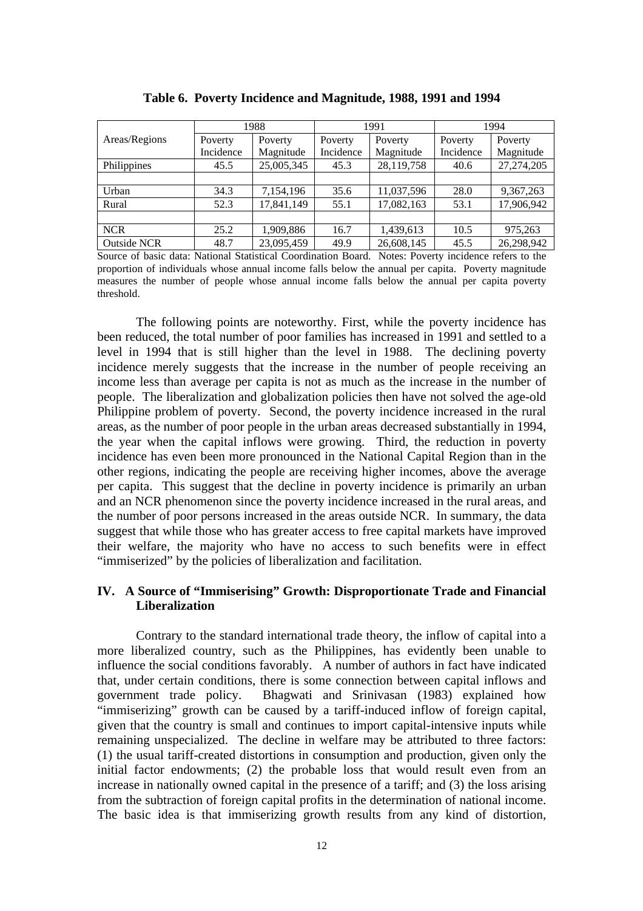**Table 6. Poverty Incidence and Magnitude, 1988, 1991 and 1994**

| Areas/Regions | 1988 | | 1991 | | 1994 | |
|---|---|---|---|---|---|---|
| | Poverty Incidence | Poverty Magnitude | Poverty Incidence | Poverty Magnitude | Poverty Incidence | Poverty Magnitude |
| Philippines | 45.5 | 25,005,345 | 45.3 | 28,119,758 | 40.6 | 27,274,205 |
| | | | | | | |
| Urban | 34.3 | 7,154,196 | 35.6 | 11,037,596 | 28.0 | 9,367,263 |
| Rural | 52.3 | 17,841,149 | 55.1 | 17,082,163 | 53.1 | 17,906,942 |
| | | | | | | |
| NCR | 25.2 | 1,909,886 | 16.7 | 1,439,613 | 10.5 | 975,263 |
| Outside NCR | 48.7 | 23,095,459 | 49.9 | 26,608,145 | 45.5 | 26,298,942 |

Source of basic data: National Statistical Coordination Board. Notes: Poverty incidence refers to the proportion of individuals whose annual income falls below the annual per capita. Poverty magnitude measures the number of people whose annual income falls below the annual per capita poverty threshold.

The following points are noteworthy. First, while the poverty incidence has been reduced, the total number of poor families has increased in 1991 and settled to a level in 1994 that is still higher than the level in 1988. The declining poverty incidence merely suggests that the increase in the number of people receiving an income less than average per capita is not as much as the increase in the number of people. The liberalization and globalization policies then have not solved the age-old Philippine problem of poverty. Second, the poverty incidence increased in the rural areas, as the number of poor people in the urban areas decreased substantially in 1994, the year when the capital inflows were growing. Third, the reduction in poverty incidence has even been more pronounced in the National Capital Region than in the other regions, indicating the people are receiving higher incomes, above the average per capita. This suggest that the decline in poverty incidence is primarily an urban and an NCR phenomenon since the poverty incidence increased in the rural areas, and the number of poor persons increased in the areas outside NCR. In summary, the data suggest that while those who has greater access to free capital markets have improved their welfare, the majority who have no access to such benefits were in effect "immiserized" by the policies of liberalization and facilitation.

## IV. A Source of "Immiserising" Growth: Disproportionate Trade and Financial Liberalization

Contrary to the standard international trade theory, the inflow of capital into a more liberalized country, such as the Philippines, has evidently been unable to influence the social conditions favorably. A number of authors in fact have indicated that, under certain conditions, there is some connection between capital inflows and government trade policy. Bhagwati and Srinivasan (1983) explained how "immiserizing" growth can be caused by a tariff-induced inflow of foreign capital, given that the country is small and continues to import capital-intensive inputs while remaining unspecialized. The decline in welfare may be attributed to three factors: (1) the usual tariff-created distortions in consumption and production, given only the initial factor endowments; (2) the probable loss that would result even from an increase in nationally owned capital in the presence of a tariff; and (3) the loss arising from the subtraction of foreign capital profits in the determination of national income. The basic idea is that immiserizing growth results from any kind of distortion,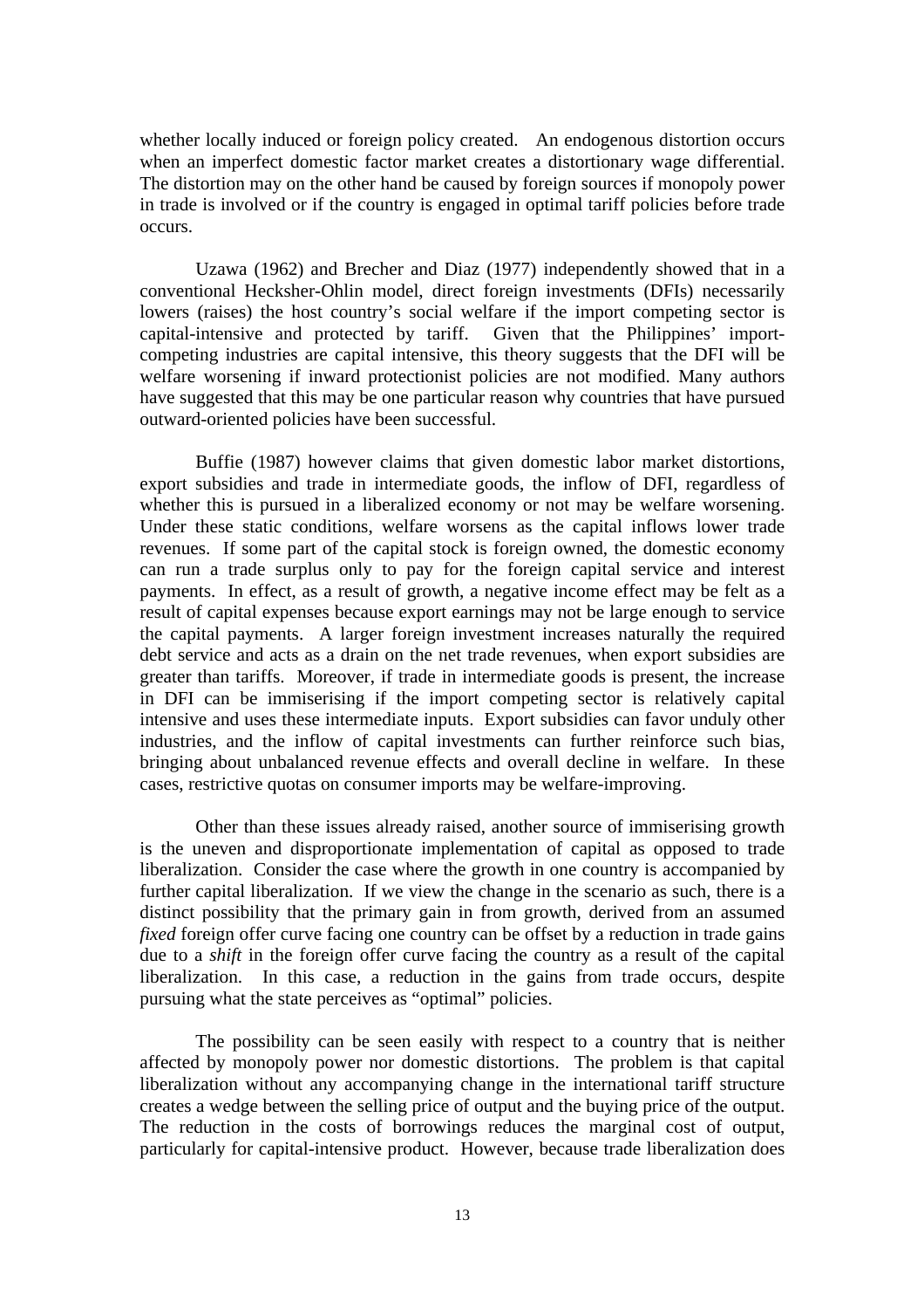whether locally induced or foreign policy created. An endogenous distortion occurs when an imperfect domestic factor market creates a distortionary wage differential. The distortion may on the other hand be caused by foreign sources if monopoly power in trade is involved or if the country is engaged in optimal tariff policies before trade occurs.

Uzawa (1962) and Brecher and Diaz (1977) independently showed that in a conventional Heckscher-Ohlin model, direct foreign investments (DFIs) necessarily lowers (raises) the host country's social welfare if the import competing sector is capital-intensive and protected by tariff. Given that the Philippines' import-competing industries are capital intensive, this theory suggests that the DFI will be welfare worsening if inward protectionist policies are not modified. Many authors have suggested that this may be one particular reason why countries that have pursued outward-oriented policies have been successful.

Buffie (1987) however claims that given domestic labor market distortions, export subsidies and trade in intermediate goods, the inflow of DFI, regardless of whether this is pursued in a liberalized economy or not may be welfare worsening. Under these static conditions, welfare worsens as the capital inflows lower trade revenues. If some part of the capital stock is foreign owned, the domestic economy can run a trade surplus only to pay for the foreign capital service and interest payments. In effect, as a result of growth, a negative income effect may be felt as a result of capital expenses because export earnings may not be large enough to service the capital payments. A larger foreign investment increases naturally the required debt service and acts as a drain on the net trade revenues, when export subsidies are greater than tariffs. Moreover, if trade in intermediate goods is present, the increase in DFI can be immiserising if the import competing sector is relatively capital intensive and uses these intermediate inputs. Export subsidies can favor unduly other industries, and the inflow of capital investments can further reinforce such bias, bringing about unbalanced revenue effects and overall decline in welfare. In these cases, restrictive quotas on consumer imports may be welfare-improving.

Other than these issues already raised, another source of immiserising growth is the uneven and disproportionate implementation of capital as opposed to trade liberalization. Consider the case where the growth in one country is accompanied by further capital liberalization. If we view the change in the scenario as such, there is a distinct possibility that the primary gain in from growth, derived from an assumed *fixed* foreign offer curve facing one country can be offset by a reduction in trade gains due to a *shift* in the foreign offer curve facing the country as a result of the capital liberalization. In this case, a reduction in the gains from trade occurs, despite pursuing what the state perceives as "optimal" policies.

The possibility can be seen easily with respect to a country that is neither affected by monopoly power nor domestic distortions. The problem is that capital liberalization without any accompanying change in the international tariff structure creates a wedge between the selling price of output and the buying price of the output. The reduction in the costs of borrowings reduces the marginal cost of output, particularly for capital-intensive product. However, because trade liberalization does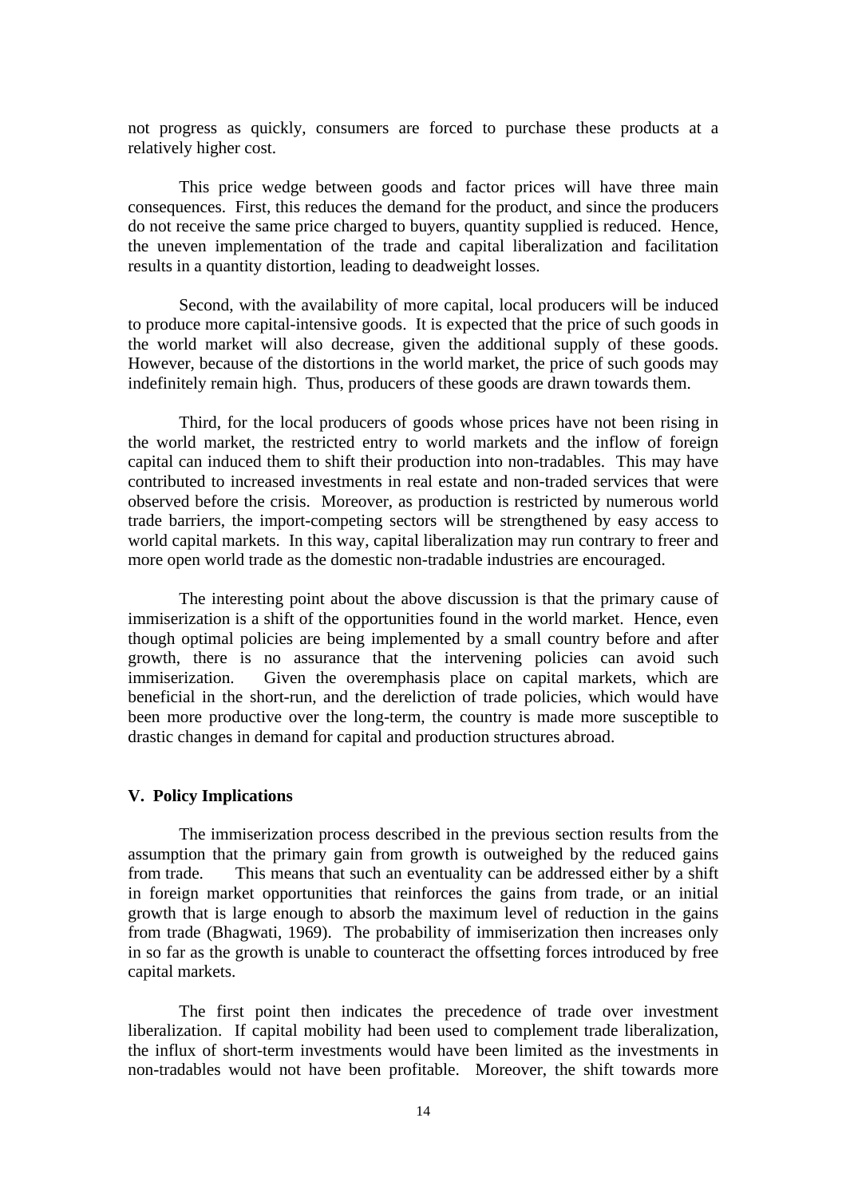not progress as quickly, consumers are forced to purchase these products at a relatively higher cost.

This price wedge between goods and factor prices will have three main consequences. First, this reduces the demand for the product, and since the producers do not receive the same price charged to buyers, quantity supplied is reduced. Hence, the uneven implementation of the trade and capital liberalization and facilitation results in a quantity distortion, leading to deadweight losses.

Second, with the availability of more capital, local producers will be induced to produce more capital-intensive goods. It is expected that the price of such goods in the world market will also decrease, given the additional supply of these goods. However, because of the distortions in the world market, the price of such goods may indefinitely remain high. Thus, producers of these goods are drawn towards them.

Third, for the local producers of goods whose prices have not been rising in the world market, the restricted entry to world markets and the inflow of foreign capital can induced them to shift their production into non-tradables. This may have contributed to increased investments in real estate and non-traded services that were observed before the crisis. Moreover, as production is restricted by numerous world trade barriers, the import-competing sectors will be strengthened by easy access to world capital markets. In this way, capital liberalization may run contrary to freer and more open world trade as the domestic non-tradable industries are encouraged.

The interesting point about the above discussion is that the primary cause of immiserization is a shift of the opportunities found in the world market. Hence, even though optimal policies are being implemented by a small country before and after growth, there is no assurance that the intervening policies can avoid such immiserization. Given the overemphasis place on capital markets, which are beneficial in the short-run, and the dereliction of trade policies, which would have been more productive over the long-term, the country is made more susceptible to drastic changes in demand for capital and production structures abroad.

## V. Policy Implications

The immiserization process described in the previous section results from the assumption that the primary gain from growth is outweighed by the reduced gains from trade. This means that such an eventuality can be addressed either by a shift in foreign market opportunities that reinforces the gains from trade, or an initial growth that is large enough to absorb the maximum level of reduction in the gains from trade (Bhagwati, 1969). The probability of immiserization then increases only in so far as the growth is unable to counteract the offsetting forces introduced by free capital markets.

The first point then indicates the precedence of trade over investment liberalization. If capital mobility had been used to complement trade liberalization, the influx of short-term investments would have been limited as the investments in non-tradables would not have been profitable. Moreover, the shift towards more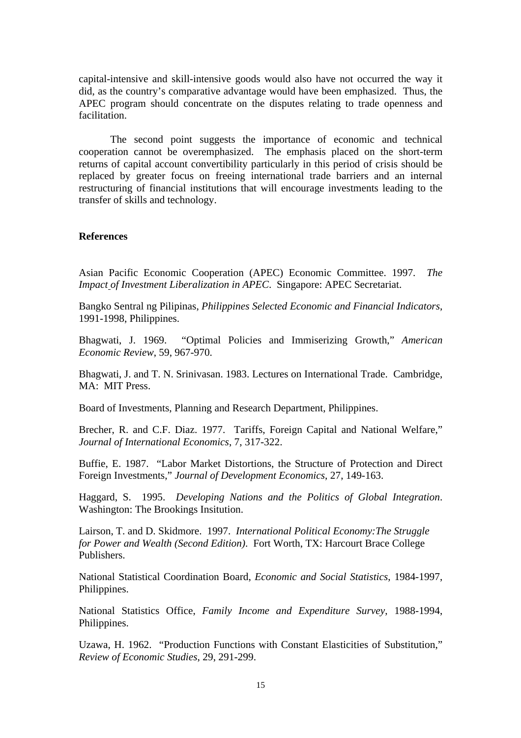capital-intensive and skill-intensive goods would also have not occurred the way it did, as the country's comparative advantage would have been emphasized. Thus, the APEC program should concentrate on the disputes relating to trade openness and facilitation.

The second point suggests the importance of economic and technical cooperation cannot be overemphasized. The emphasis placed on the short-term returns of capital account convertibility particularly in this period of crisis should be replaced by greater focus on freeing international trade barriers and an internal restructuring of financial institutions that will encourage investments leading to the transfer of skills and technology.

**References**

Asian Pacific Economic Cooperation (APEC) Economic Committee. 1997. *The Impact of Investment Liberalization in APEC*. Singapore: APEC Secretariat.

Bangko Sentral ng Pilipinas, *Philippines Selected Economic and Financial Indicators*, 1991-1998, Philippines.

Bhagwati, J. 1969. "Optimal Policies and Immiserizing Growth," *American Economic Review*, 59, 967-970.

Bhagwati, J. and T. N. Srinivasan. 1983. Lectures on International Trade. Cambridge, MA: MIT Press.

Board of Investments, Planning and Research Department, Philippines.

Brecher, R. and C.F. Diaz. 1977. Tariffs, Foreign Capital and National Welfare," *Journal of International Economics*, 7, 317-322.

Buffie, E. 1987. "Labor Market Distortions, the Structure of Protection and Direct Foreign Investments," *Journal of Development Economics*, 27, 149-163.

Haggard, S. 1995. *Developing Nations and the Politics of Global Integration*. Washington: The Brookings Insitution.

Lairson, T. and D. Skidmore. 1997. *International Political Economy:The Struggle for Power and Wealth (Second Edition)*. Fort Worth, TX: Harcourt Brace College Publishers.

National Statistical Coordination Board, *Economic and Social Statistics*, 1984-1997, Philippines.

National Statistics Office, *Family Income and Expenditure Survey*, 1988-1994, Philippines.

Uzawa, H. 1962. "Production Functions with Constant Elasticities of Substitution," *Review of Economic Studies*, 29, 291-299.